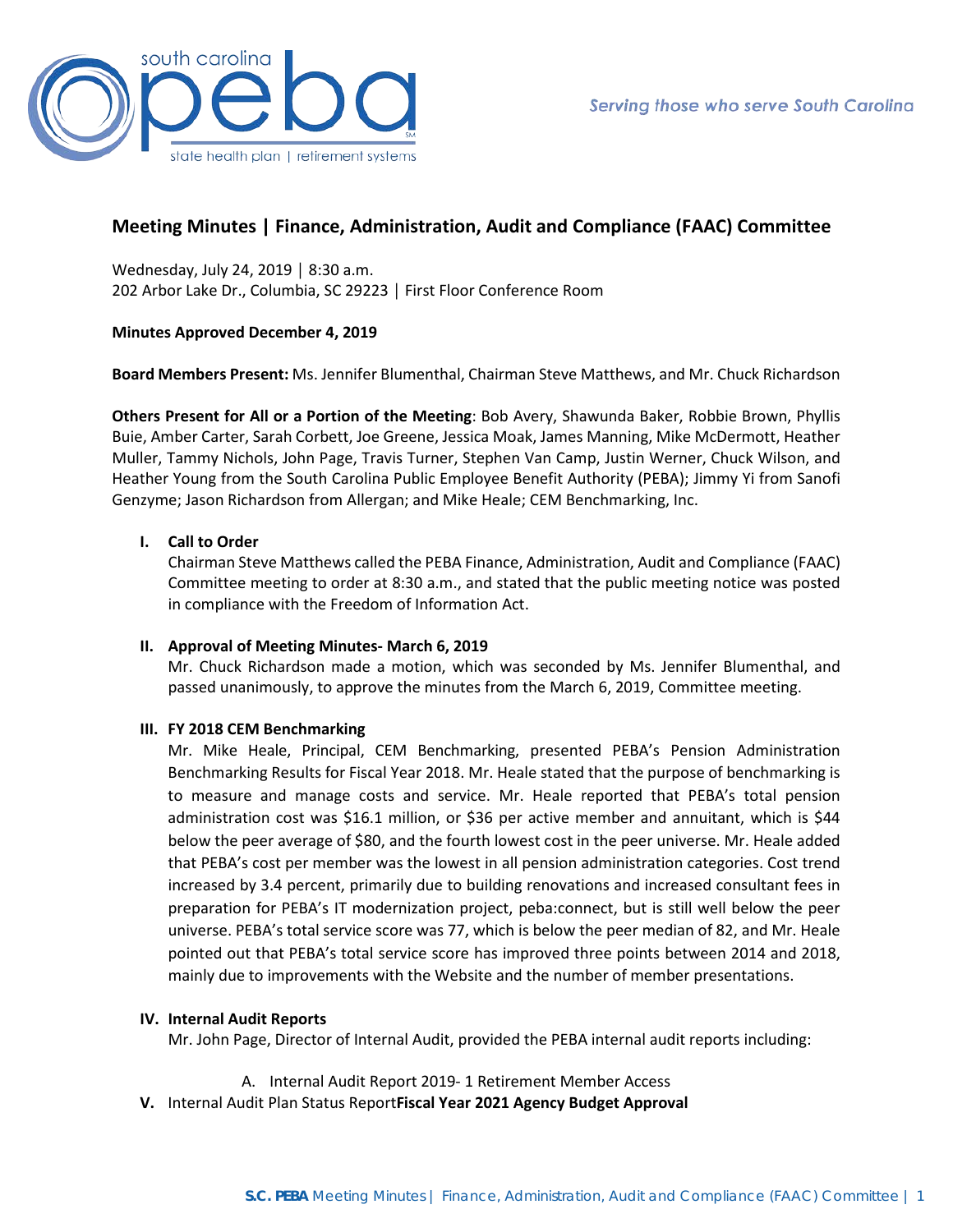# Meeting Minutes | Finance, Administration, Audit and Compliance (FAAC) Committee

Wednesday, July 24, 2019 | 8:30 a.m.
202 Arbor Lake Dr., Columbia, SC 29223 | First Floor Conference Room

**Minutes Approved December 4, 2019**

**Board Members Present:** Ms. Jennifer Blumenthal, Chairman Steve Matthews, and Mr. Chuck Richardson

**Others Present for All or a Portion of the Meeting**: Bob Avery, Shawunda Baker, Robbie Brown, Phyllis Buie, Amber Carter, Sarah Corbett, Joe Greene, Jessica Moak, James Manning, Mike McDermott, Heather Muller, Tammy Nichols, John Page, Travis Turner, Stephen Van Camp, Justin Werner, Chuck Wilson, and Heather Young from the South Carolina Public Employee Benefit Authority (PEBA); Jimmy Yi from Sanofi Genzyme; Jason Richardson from Allergan; and Mike Heale; CEM Benchmarking, Inc.

**I. Call to Order**

Chairman Steve Matthews called the PEBA Finance, Administration, Audit and Compliance (FAAC) Committee meeting to order at 8:30 a.m., and stated that the public meeting notice was posted in compliance with the Freedom of Information Act.

**II. Approval of Meeting Minutes- March 6, 2019**

Mr. Chuck Richardson made a motion, which was seconded by Ms. Jennifer Blumenthal, and passed unanimously, to approve the minutes from the March 6, 2019, Committee meeting.

**III. FY 2018 CEM Benchmarking**

Mr. Mike Heale, Principal, CEM Benchmarking, presented PEBA's Pension Administration Benchmarking Results for Fiscal Year 2018. Mr. Heale stated that the purpose of benchmarking is to measure and manage costs and service. Mr. Heale reported that PEBA's total pension administration cost was $16.1 million, or $36 per active member and annuitant, which is $44 below the peer average of $80, and the fourth lowest cost in the peer universe. Mr. Heale added that PEBA's cost per member was the lowest in all pension administration categories. Cost trend increased by 3.4 percent, primarily due to building renovations and increased consultant fees in preparation for PEBA's IT modernization project, peba:connect, but is still well below the peer universe. PEBA's total service score was 77, which is below the peer median of 82, and Mr. Heale pointed out that PEBA's total service score has improved three points between 2014 and 2018, mainly due to improvements with the Website and the number of member presentations.

**IV. Internal Audit Reports**

Mr. John Page, Director of Internal Audit, provided the PEBA internal audit reports including:

A. Internal Audit Report 2019- 1 Retirement Member Access

**V.** Internal Audit Plan Status Report**Fiscal Year 2021 Agency Budget Approval**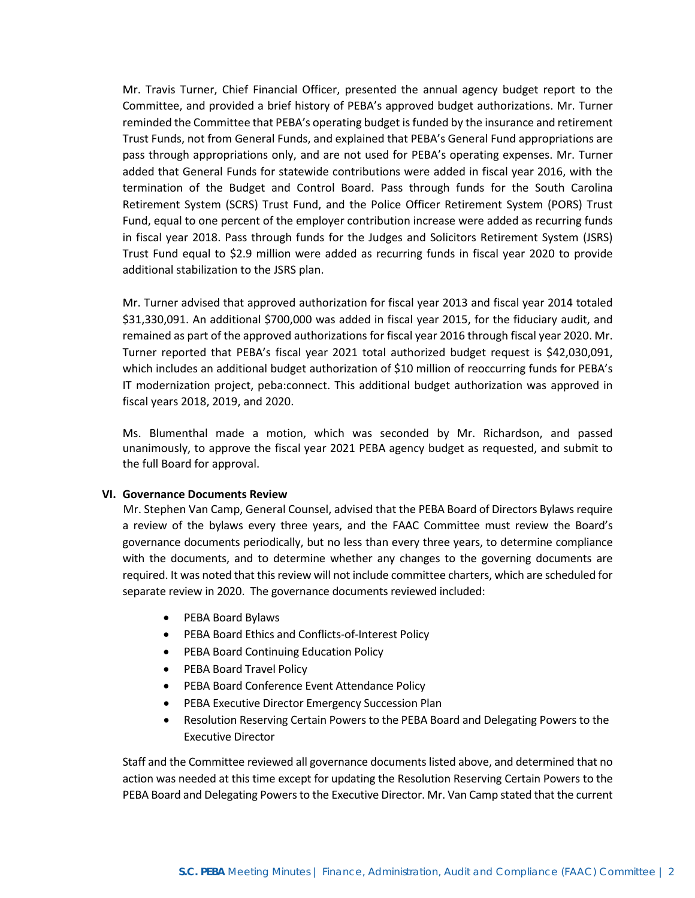Mr. Travis Turner, Chief Financial Officer, presented the annual agency budget report to the Committee, and provided a brief history of PEBA's approved budget authorizations. Mr. Turner reminded the Committee that PEBA's operating budget is funded by the insurance and retirement Trust Funds, not from General Funds, and explained that PEBA's General Fund appropriations are pass through appropriations only, and are not used for PEBA's operating expenses. Mr. Turner added that General Funds for statewide contributions were added in fiscal year 2016, with the termination of the Budget and Control Board. Pass through funds for the South Carolina Retirement System (SCRS) Trust Fund, and the Police Officer Retirement System (PORS) Trust Fund, equal to one percent of the employer contribution increase were added as recurring funds in fiscal year 2018. Pass through funds for the Judges and Solicitors Retirement System (JSRS) Trust Fund equal to $2.9 million were added as recurring funds in fiscal year 2020 to provide additional stabilization to the JSRS plan.

Mr. Turner advised that approved authorization for fiscal year 2013 and fiscal year 2014 totaled $31,330,091. An additional $700,000 was added in fiscal year 2015, for the fiduciary audit, and remained as part of the approved authorizations for fiscal year 2016 through fiscal year 2020. Mr. Turner reported that PEBA's fiscal year 2021 total authorized budget request is $42,030,091, which includes an additional budget authorization of $10 million of reoccurring funds for PEBA's IT modernization project, peba:connect. This additional budget authorization was approved in fiscal years 2018, 2019, and 2020.

Ms. Blumenthal made a motion, which was seconded by Mr. Richardson, and passed unanimously, to approve the fiscal year 2021 PEBA agency budget as requested, and submit to the full Board for approval.

## VI. Governance Documents Review

Mr. Stephen Van Camp, General Counsel, advised that the PEBA Board of Directors Bylaws require a review of the bylaws every three years, and the FAAC Committee must review the Board's governance documents periodically, but no less than every three years, to determine compliance with the documents, and to determine whether any changes to the governing documents are required. It was noted that this review will not include committee charters, which are scheduled for separate review in 2020. The governance documents reviewed included:

- PEBA Board Bylaws
- PEBA Board Ethics and Conflicts-of-Interest Policy
- PEBA Board Continuing Education Policy
- PEBA Board Travel Policy
- PEBA Board Conference Event Attendance Policy
- PEBA Executive Director Emergency Succession Plan
- Resolution Reserving Certain Powers to the PEBA Board and Delegating Powers to the Executive Director

Staff and the Committee reviewed all governance documents listed above, and determined that no action was needed at this time except for updating the Resolution Reserving Certain Powers to the PEBA Board and Delegating Powers to the Executive Director. Mr. Van Camp stated that the current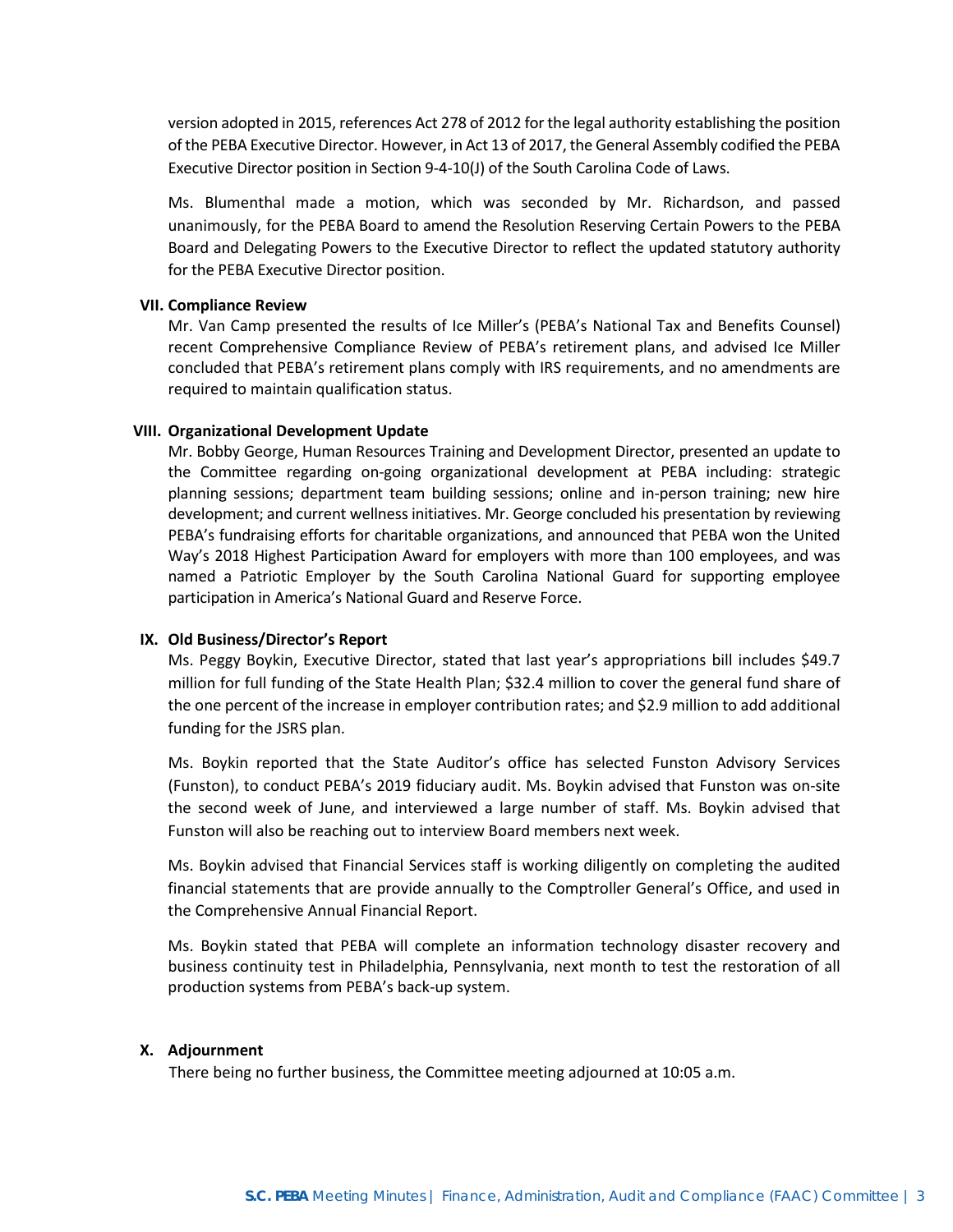version adopted in 2015, references Act 278 of 2012 for the legal authority establishing the position of the PEBA Executive Director. However, in Act 13 of 2017, the General Assembly codified the PEBA Executive Director position in Section 9-4-10(J) of the South Carolina Code of Laws.

Ms. Blumenthal made a motion, which was seconded by Mr. Richardson, and passed unanimously, for the PEBA Board to amend the Resolution Reserving Certain Powers to the PEBA Board and Delegating Powers to the Executive Director to reflect the updated statutory authority for the PEBA Executive Director position.

**VII. Compliance Review**

Mr. Van Camp presented the results of Ice Miller's (PEBA's National Tax and Benefits Counsel) recent Comprehensive Compliance Review of PEBA's retirement plans, and advised Ice Miller concluded that PEBA's retirement plans comply with IRS requirements, and no amendments are required to maintain qualification status.

**VIII. Organizational Development Update**

Mr. Bobby George, Human Resources Training and Development Director, presented an update to the Committee regarding on-going organizational development at PEBA including: strategic planning sessions; department team building sessions; online and in-person training; new hire development; and current wellness initiatives. Mr. George concluded his presentation by reviewing PEBA's fundraising efforts for charitable organizations, and announced that PEBA won the United Way's 2018 Highest Participation Award for employers with more than 100 employees, and was named a Patriotic Employer by the South Carolina National Guard for supporting employee participation in America's National Guard and Reserve Force.

**IX. Old Business/Director's Report**

Ms. Peggy Boykin, Executive Director, stated that last year's appropriations bill includes $49.7 million for full funding of the State Health Plan; $32.4 million to cover the general fund share of the one percent of the increase in employer contribution rates; and $2.9 million to add additional funding for the JSRS plan.

Ms. Boykin reported that the State Auditor's office has selected Funston Advisory Services (Funston), to conduct PEBA's 2019 fiduciary audit. Ms. Boykin advised that Funston was on-site the second week of June, and interviewed a large number of staff. Ms. Boykin advised that Funston will also be reaching out to interview Board members next week.

Ms. Boykin advised that Financial Services staff is working diligently on completing the audited financial statements that are provide annually to the Comptroller General's Office, and used in the Comprehensive Annual Financial Report.

Ms. Boykin stated that PEBA will complete an information technology disaster recovery and business continuity test in Philadelphia, Pennsylvania, next month to test the restoration of all production systems from PEBA's back-up system.

**X. Adjournment**

There being no further business, the Committee meeting adjourned at 10:05 a.m.